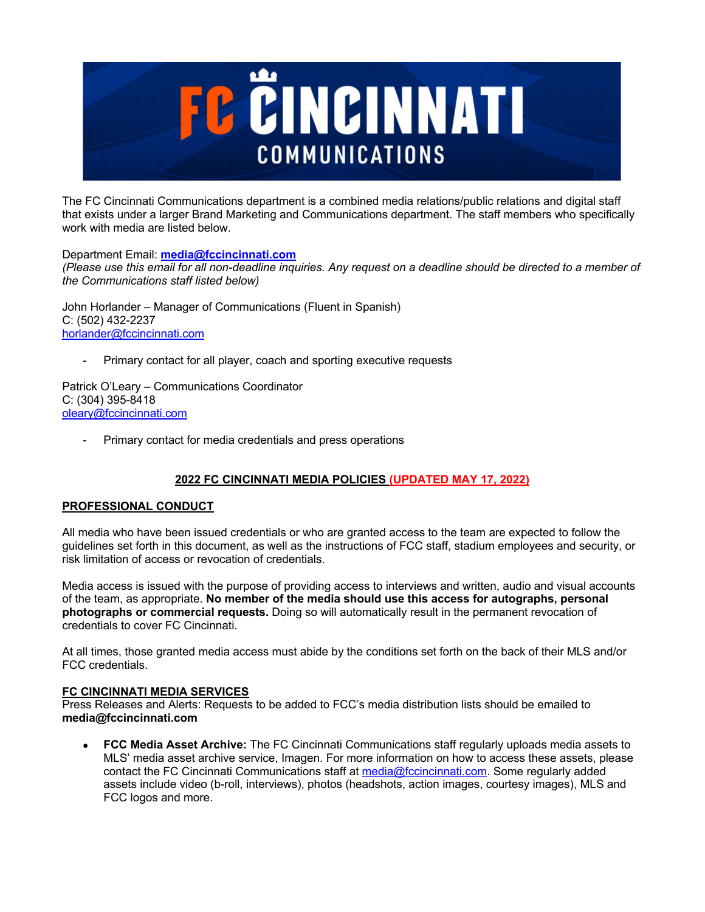# FC CINCINNATI COMMUNICATIONS

The FC Cincinnati Communications department is a combined media relations/public relations and digital staff that exists under a larger Brand Marketing and Communications department. The staff members who specifically work with media are listed below.

Department Email: **media@fccincinnati.com**
*(Please use this email for all non-deadline inquiries. Any request on a deadline should be directed to a member of the Communications staff listed below)*

John Horlander – Manager of Communications (Fluent in Spanish)
C: (502) 432-2237
horlander@fccincinnati.com

- Primary contact for all player, coach and sporting executive requests

Patrick O'Leary – Communications Coordinator
C: (304) 395-8418
oleary@fccincinnati.com

- Primary contact for media credentials and press operations

## 2022 FC CINCINNATI MEDIA POLICIES (UPDATED MAY 17, 2022)

### PROFESSIONAL CONDUCT

All media who have been issued credentials or who are granted access to the team are expected to follow the guidelines set forth in this document, as well as the instructions of FCC staff, stadium employees and security, or risk limitation of access or revocation of credentials.

Media access is issued with the purpose of providing access to interviews and written, audio and visual accounts of the team, as appropriate. **No member of the media should use this access for autographs, personal photographs or commercial requests.** Doing so will automatically result in the permanent revocation of credentials to cover FC Cincinnati.

At all times, those granted media access must abide by the conditions set forth on the back of their MLS and/or FCC credentials.

### FC CINCINNATI MEDIA SERVICES

Press Releases and Alerts: Requests to be added to FCC's media distribution lists should be emailed to **media@fccincinnati.com**

- **FCC Media Asset Archive:** The FC Cincinnati Communications staff regularly uploads media assets to MLS' media asset archive service, Imagen. For more information on how to access these assets, please contact the FC Cincinnati Communications staff at media@fccincinnati.com. Some regularly added assets include video (b-roll, interviews), photos (headshots, action images, courtesy images), MLS and FCC logos and more.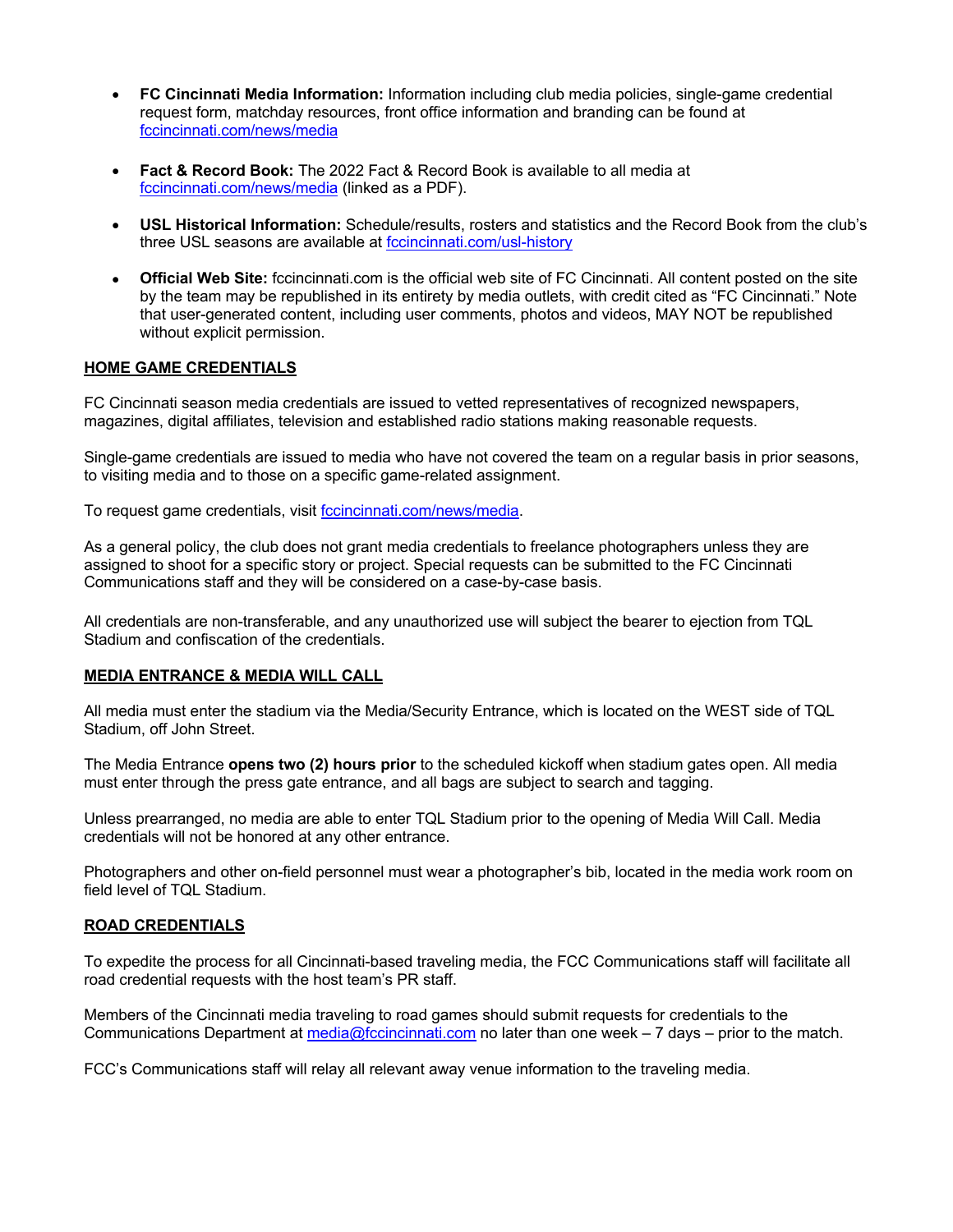- **FC Cincinnati Media Information:** Information including club media policies, single-game credential request form, matchday resources, front office information and branding can be found at [fccincinnati.com/news/media](fccincinnati.com/news/media)

- **Fact & Record Book:** The 2022 Fact & Record Book is available to all media at [fccincinnati.com/news/media](fccincinnati.com/news/media) (linked as a PDF).

- **USL Historical Information:** Schedule/results, rosters and statistics and the Record Book from the club's three USL seasons are available at [fccincinnati.com/usl-history](fccincinnati.com/usl-history)

- **Official Web Site:** fccincinnati.com is the official web site of FC Cincinnati. All content posted on the site by the team may be republished in its entirety by media outlets, with credit cited as "FC Cincinnati." Note that user-generated content, including user comments, photos and videos, MAY NOT be republished without explicit permission.

## HOME GAME CREDENTIALS

FC Cincinnati season media credentials are issued to vetted representatives of recognized newspapers, magazines, digital affiliates, television and established radio stations making reasonable requests.

Single-game credentials are issued to media who have not covered the team on a regular basis in prior seasons, to visiting media and to those on a specific game-related assignment.

To request game credentials, visit [fccincinnati.com/news/media](fccincinnati.com/news/media).

As a general policy, the club does not grant media credentials to freelance photographers unless they are assigned to shoot for a specific story or project. Special requests can be submitted to the FC Cincinnati Communications staff and they will be considered on a case-by-case basis.

All credentials are non-transferable, and any unauthorized use will subject the bearer to ejection from TQL Stadium and confiscation of the credentials.

## MEDIA ENTRANCE & MEDIA WILL CALL

All media must enter the stadium via the Media/Security Entrance, which is located on the WEST side of TQL Stadium, off John Street.

The Media Entrance **opens two (2) hours prior** to the scheduled kickoff when stadium gates open. All media must enter through the press gate entrance, and all bags are subject to search and tagging.

Unless prearranged, no media are able to enter TQL Stadium prior to the opening of Media Will Call. Media credentials will not be honored at any other entrance.

Photographers and other on-field personnel must wear a photographer's bib, located in the media work room on field level of TQL Stadium.

## ROAD CREDENTIALS

To expedite the process for all Cincinnati-based traveling media, the FCC Communications staff will facilitate all road credential requests with the host team's PR staff.

Members of the Cincinnati media traveling to road games should submit requests for credentials to the Communications Department at [media@fccincinnati.com](mailto:media@fccincinnati.com) no later than one week – 7 days – prior to the match.

FCC's Communications staff will relay all relevant away venue information to the traveling media.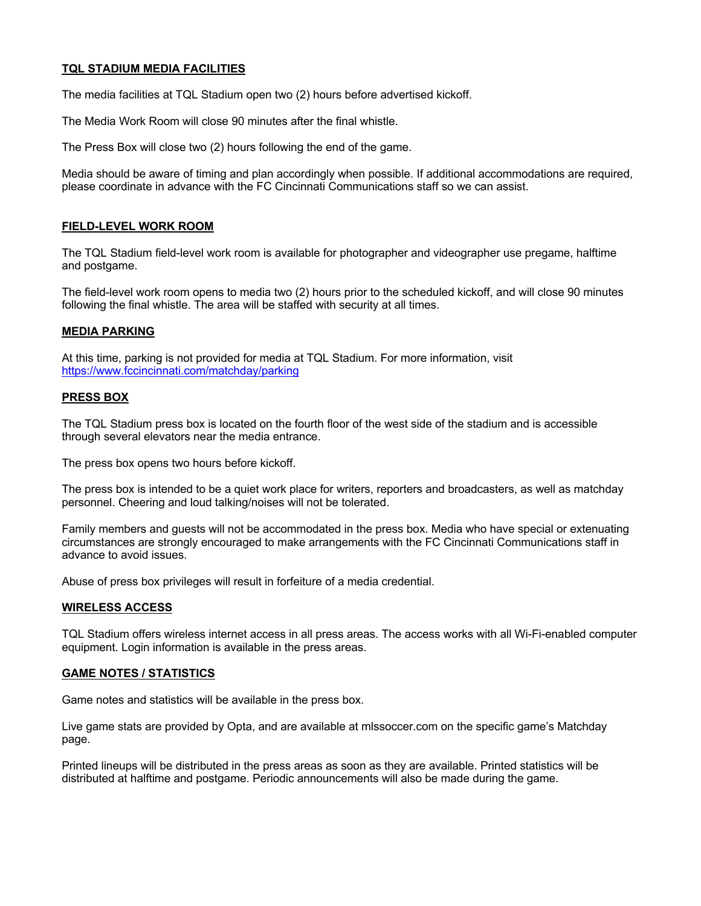## TQL STADIUM MEDIA FACILITIES

The media facilities at TQL Stadium open two (2) hours before advertised kickoff.

The Media Work Room will close 90 minutes after the final whistle.

The Press Box will close two (2) hours following the end of the game.

Media should be aware of timing and plan accordingly when possible. If additional accommodations are required, please coordinate in advance with the FC Cincinnati Communications staff so we can assist.

## FIELD-LEVEL WORK ROOM

The TQL Stadium field-level work room is available for photographer and videographer use pregame, halftime and postgame.

The field-level work room opens to media two (2) hours prior to the scheduled kickoff, and will close 90 minutes following the final whistle. The area will be staffed with security at all times.

## MEDIA PARKING

At this time, parking is not provided for media at TQL Stadium. For more information, visit [https://www.fccincinnati.com/matchday/parking](https://www.fccincinnati.com/matchday/parking)

## PRESS BOX

The TQL Stadium press box is located on the fourth floor of the west side of the stadium and is accessible through several elevators near the media entrance.

The press box opens two hours before kickoff.

The press box is intended to be a quiet work place for writers, reporters and broadcasters, as well as matchday personnel. Cheering and loud talking/noises will not be tolerated.

Family members and guests will not be accommodated in the press box. Media who have special or extenuating circumstances are strongly encouraged to make arrangements with the FC Cincinnati Communications staff in advance to avoid issues.

Abuse of press box privileges will result in forfeiture of a media credential.

## WIRELESS ACCESS

TQL Stadium offers wireless internet access in all press areas. The access works with all Wi-Fi-enabled computer equipment. Login information is available in the press areas.

## GAME NOTES / STATISTICS

Game notes and statistics will be available in the press box.

Live game stats are provided by Opta, and are available at mlssoccer.com on the specific game's Matchday page.

Printed lineups will be distributed in the press areas as soon as they are available. Printed statistics will be distributed at halftime and postgame. Periodic announcements will also be made during the game.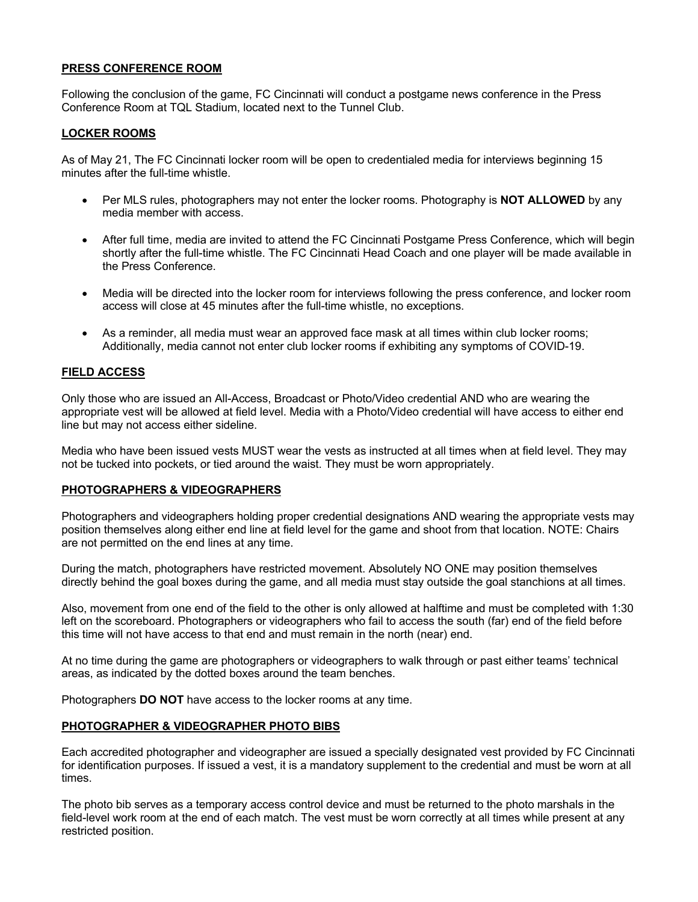## PRESS CONFERENCE ROOM

Following the conclusion of the game, FC Cincinnati will conduct a postgame news conference in the Press Conference Room at TQL Stadium, located next to the Tunnel Club.

## LOCKER ROOMS

As of May 21, The FC Cincinnati locker room will be open to credentialed media for interviews beginning 15 minutes after the full-time whistle.

- Per MLS rules, photographers may not enter the locker rooms. Photography is **NOT ALLOWED** by any media member with access.
- After full time, media are invited to attend the FC Cincinnati Postgame Press Conference, which will begin shortly after the full-time whistle. The FC Cincinnati Head Coach and one player will be made available in the Press Conference.
- Media will be directed into the locker room for interviews following the press conference, and locker room access will close at 45 minutes after the full-time whistle, no exceptions.
- As a reminder, all media must wear an approved face mask at all times within club locker rooms; Additionally, media cannot not enter club locker rooms if exhibiting any symptoms of COVID-19.

## FIELD ACCESS

Only those who are issued an All-Access, Broadcast or Photo/Video credential AND who are wearing the appropriate vest will be allowed at field level. Media with a Photo/Video credential will have access to either end line but may not access either sideline.

Media who have been issued vests MUST wear the vests as instructed at all times when at field level. They may not be tucked into pockets, or tied around the waist. They must be worn appropriately.

## PHOTOGRAPHERS & VIDEOGRAPHERS

Photographers and videographers holding proper credential designations AND wearing the appropriate vests may position themselves along either end line at field level for the game and shoot from that location. NOTE: Chairs are not permitted on the end lines at any time.

During the match, photographers have restricted movement. Absolutely NO ONE may position themselves directly behind the goal boxes during the game, and all media must stay outside the goal stanchions at all times.

Also, movement from one end of the field to the other is only allowed at halftime and must be completed with 1:30 left on the scoreboard. Photographers or videographers who fail to access the south (far) end of the field before this time will not have access to that end and must remain in the north (near) end.

At no time during the game are photographers or videographers to walk through or past either teams' technical areas, as indicated by the dotted boxes around the team benches.

Photographers **DO NOT** have access to the locker rooms at any time.

## PHOTOGRAPHER & VIDEOGRAPHER PHOTO BIBS

Each accredited photographer and videographer are issued a specially designated vest provided by FC Cincinnati for identification purposes. If issued a vest, it is a mandatory supplement to the credential and must be worn at all times.

The photo bib serves as a temporary access control device and must be returned to the photo marshals in the field-level work room at the end of each match. The vest must be worn correctly at all times while present at any restricted position.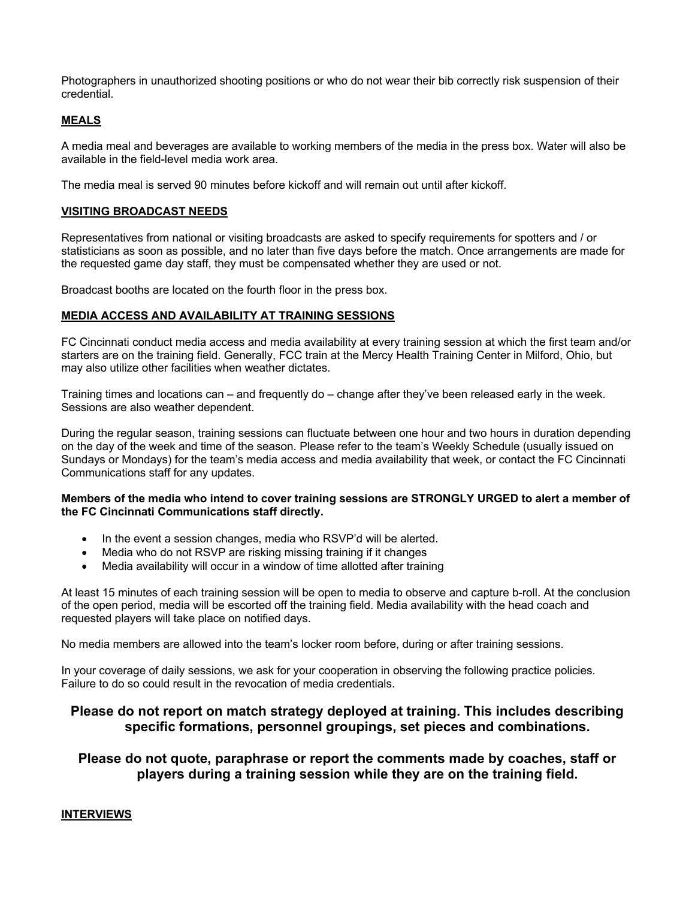Photographers in unauthorized shooting positions or who do not wear their bib correctly risk suspension of their credential.

## MEALS

A media meal and beverages are available to working members of the media in the press box. Water will also be available in the field-level media work area.

The media meal is served 90 minutes before kickoff and will remain out until after kickoff.

## VISITING BROADCAST NEEDS

Representatives from national or visiting broadcasts are asked to specify requirements for spotters and / or statisticians as soon as possible, and no later than five days before the match. Once arrangements are made for the requested game day staff, they must be compensated whether they are used or not.

Broadcast booths are located on the fourth floor in the press box.

## MEDIA ACCESS AND AVAILABILITY AT TRAINING SESSIONS

FC Cincinnati conduct media access and media availability at every training session at which the first team and/or starters are on the training field. Generally, FCC train at the Mercy Health Training Center in Milford, Ohio, but may also utilize other facilities when weather dictates.

Training times and locations can – and frequently do – change after they've been released early in the week. Sessions are also weather dependent.

During the regular season, training sessions can fluctuate between one hour and two hours in duration depending on the day of the week and time of the season. Please refer to the team's Weekly Schedule (usually issued on Sundays or Mondays) for the team's media access and media availability that week, or contact the FC Cincinnati Communications staff for any updates.

**Members of the media who intend to cover training sessions are STRONGLY URGED to alert a member of the FC Cincinnati Communications staff directly.**

- In the event a session changes, media who RSVP'd will be alerted.
- Media who do not RSVP are risking missing training if it changes
- Media availability will occur in a window of time allotted after training

At least 15 minutes of each training session will be open to media to observe and capture b-roll. At the conclusion of the open period, media will be escorted off the training field. Media availability with the head coach and requested players will take place on notified days.

No media members are allowed into the team's locker room before, during or after training sessions.

In your coverage of daily sessions, we ask for your cooperation in observing the following practice policies. Failure to do so could result in the revocation of media credentials.

**Please do not report on match strategy deployed at training. This includes describing specific formations, personnel groupings, set pieces and combinations.**

**Please do not quote, paraphrase or report the comments made by coaches, staff or players during a training session while they are on the training field.**

## INTERVIEWS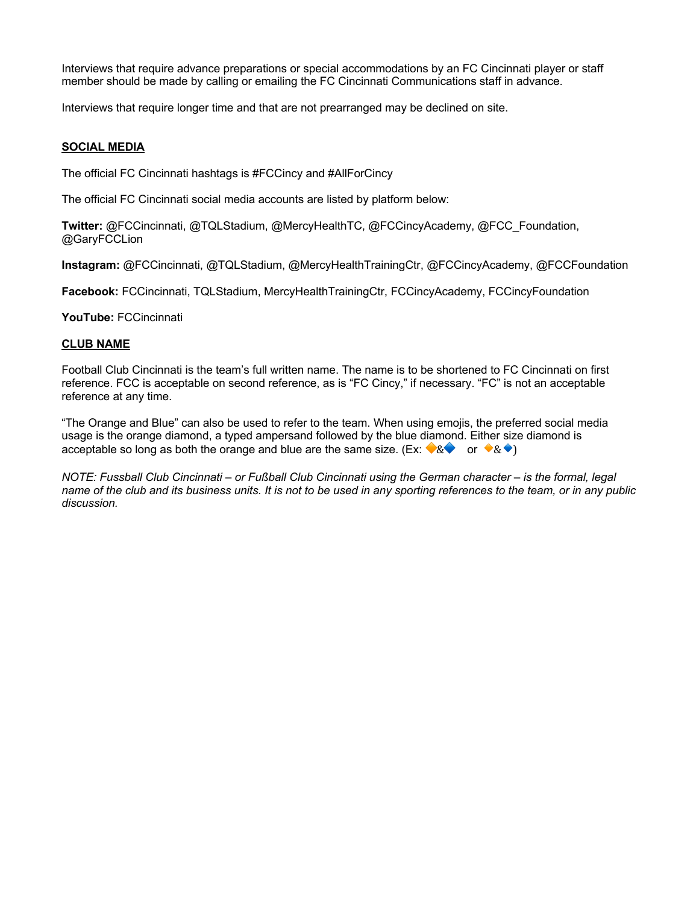Interviews that require advance preparations or special accommodations by an FC Cincinnati player or staff member should be made by calling or emailing the FC Cincinnati Communications staff in advance.

Interviews that require longer time and that are not prearranged may be declined on site.

## SOCIAL MEDIA

The official FC Cincinnati hashtags is #FCCincy and #AllForCincy

The official FC Cincinnati social media accounts are listed by platform below:

**Twitter:** @FCCincinnati, @TQLStadium, @MercyHealthTC, @FCCincyAcademy, @FCC_Foundation, @GaryFCCLion

**Instagram:** @FCCincinnati, @TQLStadium, @MercyHealthTrainingCtr, @FCCincyAcademy, @FCCFoundation

**Facebook:** FCCincinnati, TQLStadium, MercyHealthTrainingCtr, FCCincyAcademy, FCCincyFoundation

**YouTube:** FCCincinnati

## CLUB NAME

Football Club Cincinnati is the team's full written name. The name is to be shortened to FC Cincinnati on first reference. FCC is acceptable on second reference, as is "FC Cincy," if necessary. "FC" is not an acceptable reference at any time.

"The Orange and Blue" can also be used to refer to the team. When using emojis, the preferred social media usage is the orange diamond, a typed ampersand followed by the blue diamond. Either size diamond is acceptable so long as both the orange and blue are the same size. (Ex: 🔶&🔷 or 🔸&🔹)

*NOTE: Fussball Club Cincinnati – or Fußball Club Cincinnati using the German character – is the formal, legal name of the club and its business units. It is not to be used in any sporting references to the team, or in any public discussion.*